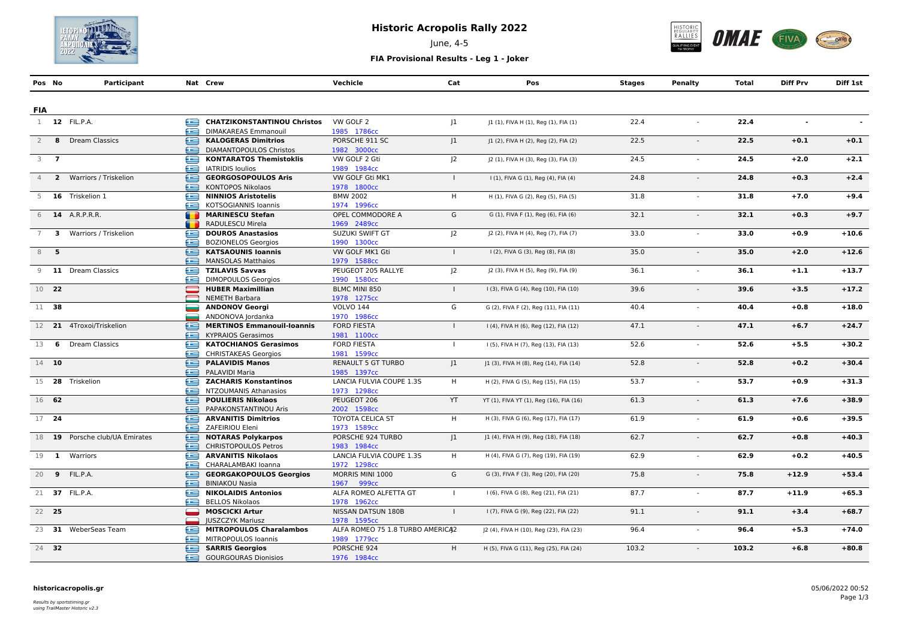# Historic Acropolis Rally 2022

June, 4-5

**FIA Provisional Results - Leg 1 - Joker**

| Pos | No | Participant | Nat | Crew | Vechicle | Cat | Pos | Stages | Penalty | Total | Diff Prv | Diff 1st |
|---|---|---|---|---|---|---|---|---|---|---|---|---|
| **FIA** | | | | | | | | | | | | |
| 1 | **12** | FIL.P.A. | | **CHATZIKONSTANTINOU Christos** / DIMAKAREAS Emmanouil | VW GOLF 2 / 1985 1786cc | J1 | J1 (1), FIVA H (1), Reg (1), FIA (1) | 22.4 | - | **22.4** | **-** | **-** |
| 2 | **8** | Dream Classics | | **KALOGERAS Dimitrios** / DIAMANTOPOULOS Christos | PORSCHE 911 SC / 1982 3000cc | J1 | J1 (2), FIVA H (2), Reg (2), FIA (2) | 22.5 | - | **22.5** | **+0.1** | **+0.1** |
| 3 | **7** | | | **KONTARATOS Themistoklis** / IATRIDIS Ioulios | VW GOLF 2 Gti / 1989 1984cc | J2 | J2 (1), FIVA H (3), Reg (3), FIA (3) | 24.5 | - | **24.5** | **+2.0** | **+2.1** |
| 4 | **2** | Warriors / Triskelion | | **GEORGOSOPOULOS Aris** / KONTOPOS Nikolaos | VW GOLF Gti MK1 / 1978 1800cc | I | I (1), FIVA G (1), Reg (4), FIA (4) | 24.8 | - | **24.8** | **+0.3** | **+2.4** |
| 5 | **16** | Triskelion 1 | | **NINNIOS Aristotelis** / KOTSOGIANNIS Ioannis | BMW 2002 / 1974 1996cc | H | H (1), FIVA G (2), Reg (5), FIA (5) | 31.8 | - | **31.8** | **+7.0** | **+9.4** |
| 6 | **14** | A.R.P.R.R. | | **MARINESCU Stefan** / RADULESCU Mirela | OPEL COMMODORE A / 1969 2489cc | G | G (1), FIVA F (1), Reg (6), FIA (6) | 32.1 | - | **32.1** | **+0.3** | **+9.7** |
| 7 | **3** | Warriors / Triskelion | | **DOUROS Anastasios** / BOZIONELOS Georgios | SUZUKI SWIFT GT / 1990 1300cc | J2 | J2 (2), FIVA H (4), Reg (7), FIA (7) | 33.0 | - | **33.0** | **+0.9** | **+10.6** |
| 8 | **5** | | | **KATSAOUNIS Ioannis** / MANSOLAS Matthaios | VW GOLF MK1 Gti / 1979 1588cc | I | I (2), FIVA G (3), Reg (8), FIA (8) | 35.0 | - | **35.0** | **+2.0** | **+12.6** |
| 9 | **11** | Dream Classics | | **TZILAVIS Savvas** / DIMOPOULOS Georgios | PEUGEOT 205 RALLYE / 1990 1580cc | J2 | J2 (3), FIVA H (5), Reg (9), FIA (9) | 36.1 | - | **36.1** | **+1.1** | **+13.7** |
| 10 | **22** | | | **HUBER Maximillian** / NEMETH Barbara | BLMC MINI 850 / 1978 1275cc | I | I (3), FIVA G (4), Reg (10), FIA (10) | 39.6 | - | **39.6** | **+3.5** | **+17.2** |
| 11 | **38** | | | **ANDONOV Georgi** / ANDONOVA Jordanka | VOLVO 144 / 1970 1986cc | G | G (2), FIVA F (2), Reg (11), FIA (11) | 40.4 | - | **40.4** | **+0.8** | **+18.0** |
| 12 | **21** | 4Troxoi/Triskelion | | **MERTINOS Emmanouil-Ioannis** / KYPRAIOS Gerasimos | FORD FIESTA / 1981 1100cc | I | I (4), FIVA H (6), Reg (12), FIA (12) | 47.1 | - | **47.1** | **+6.7** | **+24.7** |
| 13 | **6** | Dream Classics | | **KATOCHIANOS Gerasimos** / CHRISTAKEAS Georgios | FORD FIESTA / 1981 1599cc | I | I (5), FIVA H (7), Reg (13), FIA (13) | 52.6 | - | **52.6** | **+5.5** | **+30.2** |
| 14 | **10** | | | **PALAVIDIS Manos** / PALAVIDI Maria | RENAULT 5 GT TURBO / 1985 1397cc | J1 | J1 (3), FIVA H (8), Reg (14), FIA (14) | 52.8 | - | **52.8** | **+0.2** | **+30.4** |
| 15 | **28** | Triskelion | | **ZACHARIS Konstantinos** / NTZOUMANIS Athanasios | LANCIA FULVIA COUPE 1.3S / 1973 1298cc | H | H (2), FIVA G (5), Reg (15), FIA (15) | 53.7 | - | **53.7** | **+0.9** | **+31.3** |
| 16 | **62** | | | **POULIERIS Nikolaos** / PAPAKONSTANTINOU Aris | PEUGEOT 206 / 2002 1598cc | YT | YT (1), FIVA YT (1), Reg (16), FIA (16) | 61.3 | - | **61.3** | **+7.6** | **+38.9** |
| 17 | **24** | | | **ARVANITIS Dimitrios** / ZAFEIRIOU Eleni | TOYOTA CELICA ST / 1973 1589cc | H | H (3), FIVA G (6), Reg (17), FIA (17) | 61.9 | - | **61.9** | **+0.6** | **+39.5** |
| 18 | **19** | Porsche club/UA Emirates | | **NOTARAS Polykarpos** / CHRISTOPOULOS Petros | PORSCHE 924 TURBO / 1983 1984cc | J1 | J1 (4), FIVA H (9), Reg (18), FIA (18) | 62.7 | - | **62.7** | **+0.8** | **+40.3** |
| 19 | **1** | Warriors | | **ARVANITIS Nikolaos** / CHARALAMBAKI Ioanna | LANCIA FULVIA COUPE 1.3S / 1972 1298cc | H | H (4), FIVA G (7), Reg (19), FIA (19) | 62.9 | - | **62.9** | **+0.2** | **+40.5** |
| 20 | **9** | FIL.P.A. | | **GEORGAKOPOULOS Georgios** / BINIAKOU Nasia | MORRIS MINI 1000 / 1967 999cc | G | G (3), FIVA F (3), Reg (20), FIA (20) | 75.8 | - | **75.8** | **+12.9** | **+53.4** |
| 21 | **37** | FIL.P.A. | | **NIKOLAIDIS Antonios** / BELLOS Nikolaos | ALFA ROMEO ALFETTA GT / 1978 1962cc | I | I (6), FIVA G (8), Reg (21), FIA (21) | 87.7 | - | **87.7** | **+11.9** | **+65.3** |
| 22 | **25** | | | **MOSCICKI Artur** / JUSZCZYK Mariusz | NISSAN DATSUN 180B / 1978 1595cc | I | I (7), FIVA G (9), Reg (22), FIA (22) | 91.1 | - | **91.1** | **+3.4** | **+68.7** |
| 23 | **31** | WeberSeas Team | | **MITROPOULOS Charalambos** / MITROPOULOS Ioannis | ALFA ROMEO 75 1.8 TURBO AMERICA / 1989 1779cc | J2 | J2 (4), FIVA H (10), Reg (23), FIA (23) | 96.4 | - | **96.4** | **+5.3** | **+74.0** |
| 24 | **32** | | | **SARRIS Georgios** / GOURGOURAS Dionisios | PORSCHE 924 / 1976 1984cc | H | H (5), FIVA G (11), Reg (25), FIA (24) | 103.2 | - | **103.2** | **+6.8** | **+80.8** |

**historicacropolis.gr**

*Results by sportstiming.gr*
*using TrailMaster Historic v2.3*

05/06/2022 00:52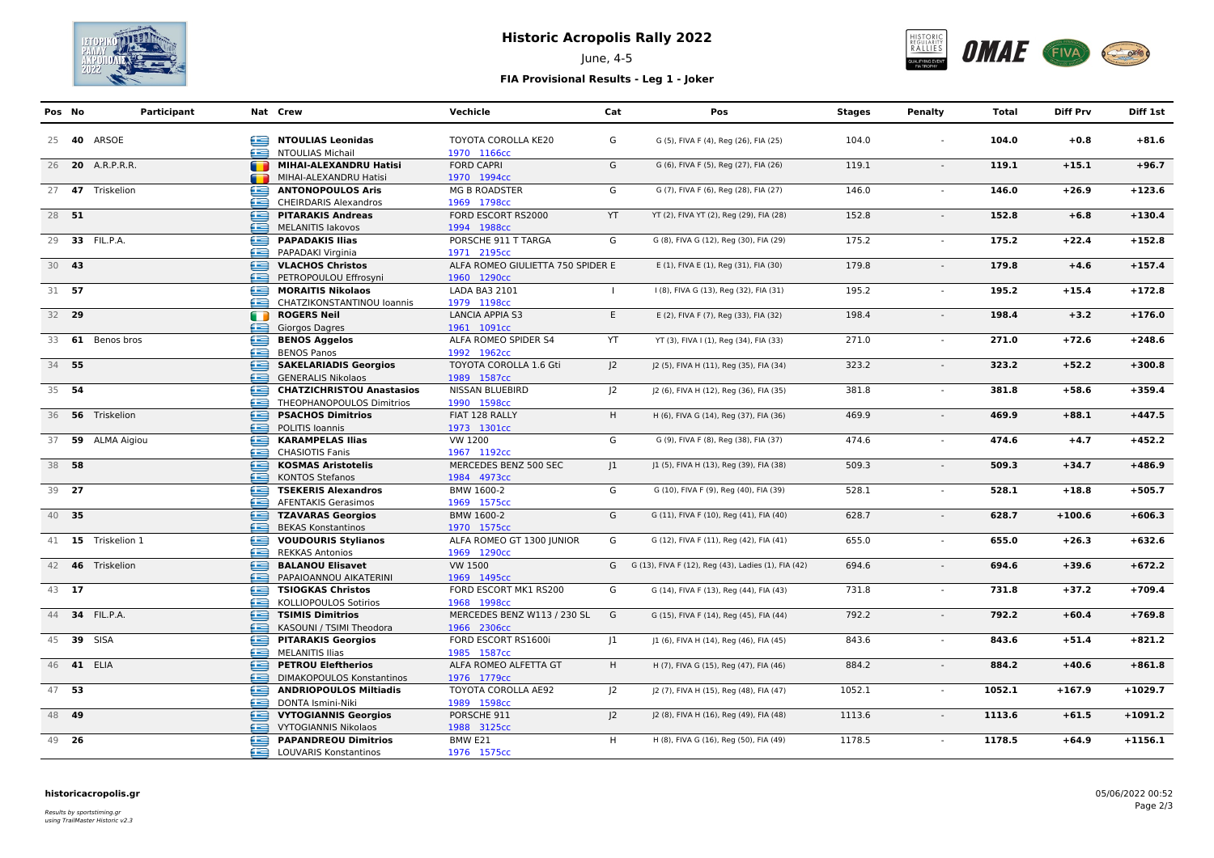# Historic Acropolis Rally 2022

June, 4-5

**FIA Provisional Results - Leg 1 - Joker**

| Pos | No | Participant | Nat | Crew | Vechicle | Cat | Pos | Stages | Penalty | Total | Diff Prv | Diff 1st |
|---|---|---|---|---|---|---|---|---|---|---|---|---|
| 25 | **40** | ARSOE | | **NTOULIAS Leonidas**<br>NTOULIAS Michail | TOYOTA COROLLA KE20<br>1970 1166cc | G | G (5), FIVA F (4), Reg (26), FIA (25) | 104.0 | - | **104.0** | **+0.8** | **+81.6** |
| 26 | **20** | A.R.P.R.R. | | **MIHAI-ALEXANDRU Hatisi**<br>MIHAI-ALEXANDRU Hatisi | FORD CAPRI<br>1970 1994cc | G | G (6), FIVA F (5), Reg (27), FIA (26) | 119.1 | - | **119.1** | **+15.1** | **+96.7** |
| 27 | **47** | Triskelion | | **ANTONOPOULOS Aris**<br>CHEIRDARIS Alexandros | MG B ROADSTER<br>1969 1798cc | G | G (7), FIVA F (6), Reg (28), FIA (27) | 146.0 | - | **146.0** | **+26.9** | **+123.6** |
| 28 | **51** | | | **PITARAKIS Andreas**<br>MELANITIS Iakovos | FORD ESCORT RS2000<br>1994 1988cc | YT | YT (2), FIVA YT (2), Reg (29), FIA (28) | 152.8 | - | **152.8** | **+6.8** | **+130.4** |
| 29 | **33** | FIL.P.A. | | **PAPADAKIS Ilias**<br>PAPADAKI Virginia | PORSCHE 911 T TARGA<br>1971 2195cc | G | G (8), FIVA G (12), Reg (30), FIA (29) | 175.2 | - | **175.2** | **+22.4** | **+152.8** |
| 30 | **43** | | | **VLACHOS Christos**<br>PETROPOULOU Effrosyni | ALFA ROMEO GIULIETTA 750 SPIDER<br>1960 1290cc | E | E (1), FIVA E (1), Reg (31), FIA (30) | 179.8 | - | **179.8** | **+4.6** | **+157.4** |
| 31 | **57** | | | **MORAITIS Nikolaos**<br>CHATZIKONSTANTINOU Ioannis | LADA BA3 2101<br>1979 1198cc | I | I (8), FIVA G (13), Reg (32), FIA (31) | 195.2 | - | **195.2** | **+15.4** | **+172.8** |
| 32 | **29** | | | **ROGERS Neil**<br>Giorgos Dagres | LANCIA APPIA S3<br>1961 1091cc | E | E (2), FIVA F (7), Reg (33), FIA (32) | 198.4 | - | **198.4** | **+3.2** | **+176.0** |
| 33 | **61** | Benos bros | | **BENOS Aggelos**<br>BENOS Panos | ALFA ROMEO SPIDER S4<br>1992 1962cc | YT | YT (3), FIVA I (1), Reg (34), FIA (33) | 271.0 | - | **271.0** | **+72.6** | **+248.6** |
| 34 | **55** | | | **SAKELARIADIS Georgios**<br>GENERALIS Nikolaos | TOYOTA COROLLA 1.6 Gti<br>1989 1587cc | J2 | J2 (5), FIVA H (11), Reg (35), FIA (34) | 323.2 | - | **323.2** | **+52.2** | **+300.8** |
| 35 | **54** | | | **CHATZICHRISTOU Anastasios**<br>THEOPHANOPOULOS Dimitrios | NISSAN BLUEBIRD<br>1990 1598cc | J2 | J2 (6), FIVA H (12), Reg (36), FIA (35) | 381.8 | - | **381.8** | **+58.6** | **+359.4** |
| 36 | **56** | Triskelion | | **PSACHOS Dimitrios**<br>POLITIS Ioannis | FIAT 128 RALLY<br>1973 1301cc | H | H (6), FIVA G (14), Reg (37), FIA (36) | 469.9 | - | **469.9** | **+88.1** | **+447.5** |
| 37 | **59** | ALMA Aigiou | | **KARAMPELAS Ilias**<br>CHASIOTIS Fanis | VW 1200<br>1967 1192cc | G | G (9), FIVA F (8), Reg (38), FIA (37) | 474.6 | - | **474.6** | **+4.7** | **+452.2** |
| 38 | **58** | | | **KOSMAS Aristotelis**<br>KONTOS Stefanos | MERCEDES BENZ 500 SEC<br>1984 4973cc | J1 | J1 (5), FIVA H (13), Reg (39), FIA (38) | 509.3 | - | **509.3** | **+34.7** | **+486.9** |
| 39 | **27** | | | **TSEKERIS Alexandros**<br>AFENTAKIS Gerasimos | BMW 1600-2<br>1969 1575cc | G | G (10), FIVA F (9), Reg (40), FIA (39) | 528.1 | - | **528.1** | **+18.8** | **+505.7** |
| 40 | **35** | | | **TZAVARAS Georgios**<br>BEKAS Konstantinos | BMW 1600-2<br>1970 1575cc | G | G (11), FIVA F (10), Reg (41), FIA (40) | 628.7 | - | **628.7** | **+100.6** | **+606.3** |
| 41 | **15** | Triskelion 1 | | **VOUDOURIS Stylianos**<br>REKKAS Antonios | ALFA ROMEO GT 1300 JUNIOR<br>1969 1290cc | G | G (12), FIVA F (11), Reg (42), FIA (41) | 655.0 | - | **655.0** | **+26.3** | **+632.6** |
| 42 | **46** | Triskelion | | **BALANOU Elisavet**<br>PAPAIOANNOU AIKATERINI | VW 1500<br>1969 1495cc | G | G (13), FIVA F (12), Reg (43), Ladies (1), FIA (42) | 694.6 | - | **694.6** | **+39.6** | **+672.2** |
| 43 | **17** | | | **TSIOGKAS Christos**<br>KOLLIOPOULOS Sotirios | FORD ESCORT MK1 RS200<br>1968 1998cc | G | G (14), FIVA F (13), Reg (44), FIA (43) | 731.8 | - | **731.8** | **+37.2** | **+709.4** |
| 44 | **34** | FIL.P.A. | | **TSIMIS Dimitrios**<br>KASOUNI / TSIMI Theodora | MERCEDES BENZ W113 / 230 SL<br>1966 2306cc | G | G (15), FIVA F (14), Reg (45), FIA (44) | 792.2 | - | **792.2** | **+60.4** | **+769.8** |
| 45 | **39** | SISA | | **PITARAKIS Georgios**<br>MELANITIS Ilias | FORD ESCORT RS1600i<br>1985 1587cc | J1 | J1 (6), FIVA H (14), Reg (46), FIA (45) | 843.6 | - | **843.6** | **+51.4** | **+821.2** |
| 46 | **41** | ELIA | | **PETROU Eleftherios**<br>DIMAKOPOULOS Konstantinos | ALFA ROMEO ALFETTA GT<br>1976 1779cc | H | H (7), FIVA G (15), Reg (47), FIA (46) | 884.2 | - | **884.2** | **+40.6** | **+861.8** |
| 47 | **53** | | | **ANDRIOPOULOS Miltiadis**<br>DONTA Ismini-Niki | TOYOTA COROLLA AE92<br>1989 1598cc | J2 | J2 (7), FIVA H (15), Reg (48), FIA (47) | 1052.1 | - | **1052.1** | **+167.9** | **+1029.7** |
| 48 | **49** | | | **VYTOGIANNIS Georgios**<br>VYTOGIANNIS Nikolaos | PORSCHE 911<br>1988 3125cc | J2 | J2 (8), FIVA H (16), Reg (49), FIA (48) | 1113.6 | - | **1113.6** | **+61.5** | **+1091.2** |
| 49 | **26** | | | **PAPANDREOU Dimitrios**<br>LOUVARIS Konstantinos | BMW E21<br>1976 1575cc | H | H (8), FIVA G (16), Reg (50), FIA (49) | 1178.5 | - | **1178.5** | **+64.9** | **+1156.1** |

**historicacropolis.gr**

*Results by sportstiming.gr*
*using TrailMaster Historic v2.3*

05/06/2022 00:52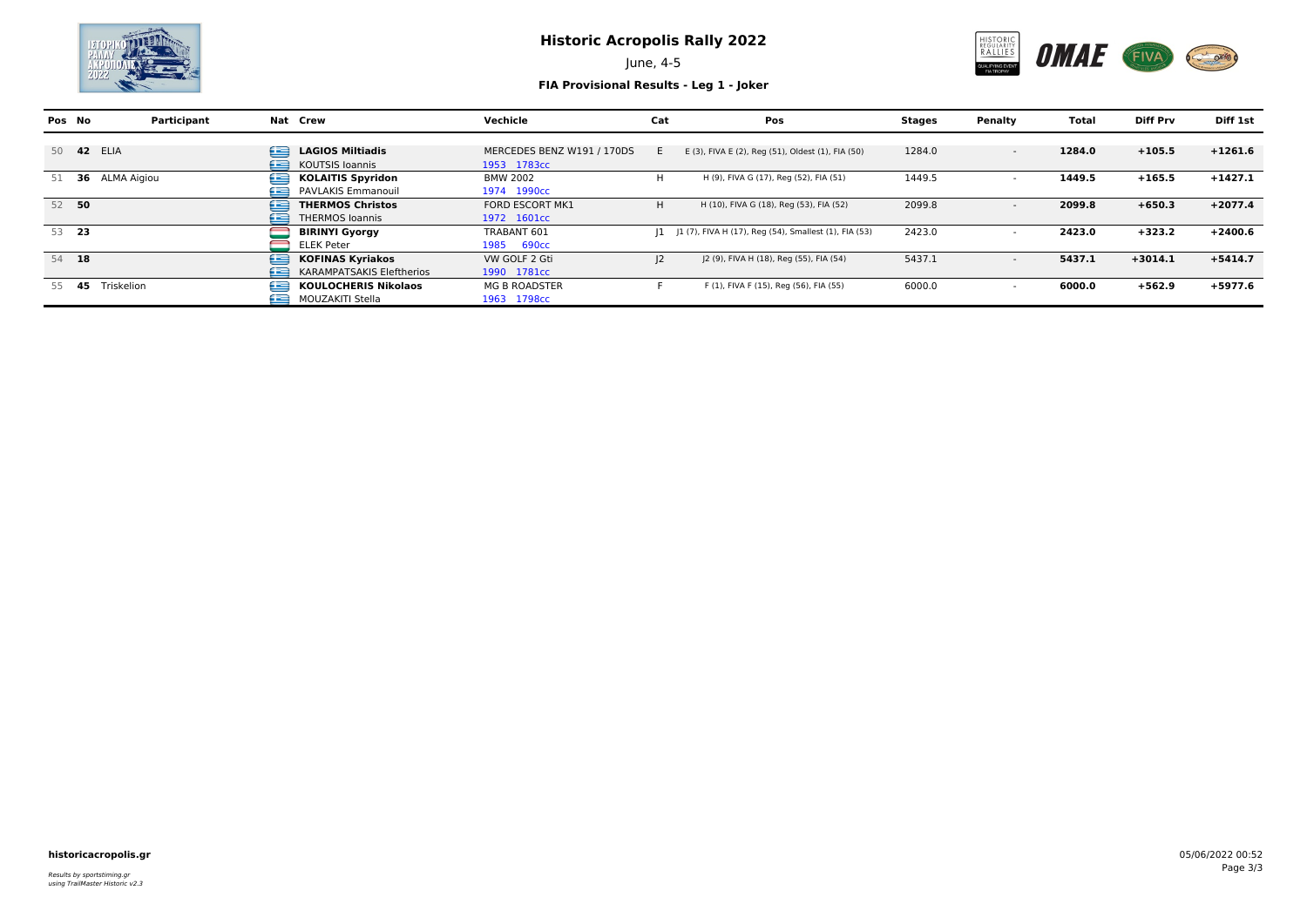# Historic Acropolis Rally 2022

June, 4-5

**FIA Provisional Results - Leg 1 - Joker**

| Pos | No | Participant | Nat | Crew | Vechicle | Cat | Pos | Stages | Penalty | Total | Diff Prv | Diff 1st |
|---|---|---|---|---|---|---|---|---|---|---|---|---|
| 50 | **42** | ELIA | | **LAGIOS Miltiadis**<br>KOUTSIS Ioannis | MERCEDES BENZ W191 / 170DS<br>1953 1783cc | E | E (3), FIVA E (2), Reg (51), Oldest (1), FIA (50) | 1284.0 | - | **1284.0** | **+105.5** | **+1261.6** |
| 51 | **36** | ALMA Aigiou | | **KOLAITIS Spyridon**<br>PAVLAKIS Emmanouil | BMW 2002<br>1974 1990cc | H | H (9), FIVA G (17), Reg (52), FIA (51) | 1449.5 | - | **1449.5** | **+165.5** | **+1427.1** |
| 52 | **50** | | | **THERMOS Christos**<br>THERMOS Ioannis | FORD ESCORT MK1<br>1972 1601cc | H | H (10), FIVA G (18), Reg (53), FIA (52) | 2099.8 | - | **2099.8** | **+650.3** | **+2077.4** |
| 53 | **23** | | | **BIRINYI Gyorgy**<br>ELEK Peter | TRABANT 601<br>1985 690cc | J1 | J1 (7), FIVA H (17), Reg (54), Smallest (1), FIA (53) | 2423.0 | - | **2423.0** | **+323.2** | **+2400.6** |
| 54 | **18** | | | **KOFINAS Kyriakos**<br>KARAMPATSAKIS Eleftherios | VW GOLF 2 Gti<br>1990 1781cc | J2 | J2 (9), FIVA H (18), Reg (55), FIA (54) | 5437.1 | - | **5437.1** | **+3014.1** | **+5414.7** |
| 55 | **45** | Triskelion | | **KOULOCHERIS Nikolaos**<br>MOUZAKITI Stella | MG B ROADSTER<br>1963 1798cc | F | F (1), FIVA F (15), Reg (56), FIA (55) | 6000.0 | - | **6000.0** | **+562.9** | **+5977.6** |

**historicacropolis.gr**

*Results by sportstiming.gr*
*using TrailMaster Historic v2.3*

05/06/2022 00:52